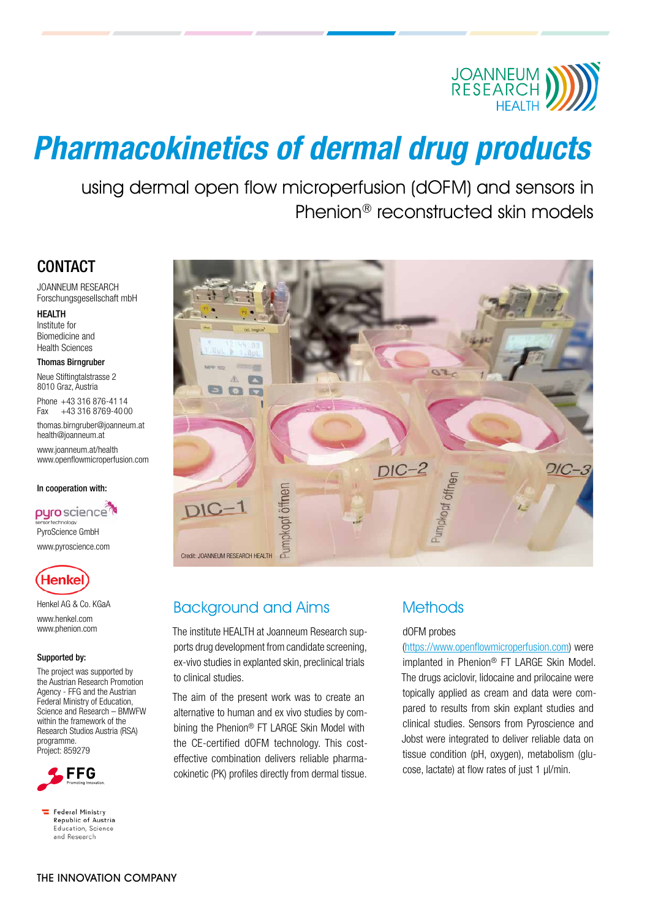# Pharmacokinetics of dermal drug products

using dermal open flow microperfusion (dOFM) and sensors in Phenion® reconstructed skin models

## CONTACT

JOANNEUM RESEARCH
Forschungsgesellschaft mbH

**HEALTH**
Institute for
Biomedicine and
Health Sciences

**Thomas Birngruber**

Neue Stiftingtalstrasse 2
8010 Graz, Austria

Phone +43 316 876-41 14
Fax +43 316 8769-40 00

thomas.birngruber@joanneum.at
health@joanneum.at

www.joanneum.at/health
www.openflowmicroperfusion.com

**In cooperation with:**

PyroScience GmbH
www.pyroscience.com

Henkel AG & Co. KGaA
www.henkel.com
www.phenion.com

**Supported by:**

The project was supported by the Austrian Research Promotion Agency - FFG and the Austrian Federal Ministry of Education, Science and Research – BMWFW within the framework of the Research Studios Austria (RSA) programme.
Project: 859279

Credit: JOANNEUM RESEARCH HEALTH

## Background and Aims

The institute HEALTH at Joanneum Research supports drug development from candidate screening, ex-vivo studies in explanted skin, preclinical trials to clinical studies.

The aim of the present work was to create an alternative to human and ex vivo studies by combining the Phenion® FT LARGE Skin Model with the CE-certified dOFM technology. This cost-effective combination delivers reliable pharmacokinetic (PK) profiles directly from dermal tissue.

## Methods

dOFM probes (https://www.openflowmicroperfusion.com) were implanted in Phenion® FT LARGE Skin Model. The drugs aciclovir, lidocaine and prilocaine were topically applied as cream and data were compared to results from skin explant studies and clinical studies. Sensors from Pyroscience and Jobst were integrated to deliver reliable data on tissue condition (pH, oxygen), metabolism (glucose, lactate) at flow rates of just 1 µl/min.

THE INNOVATION COMPANY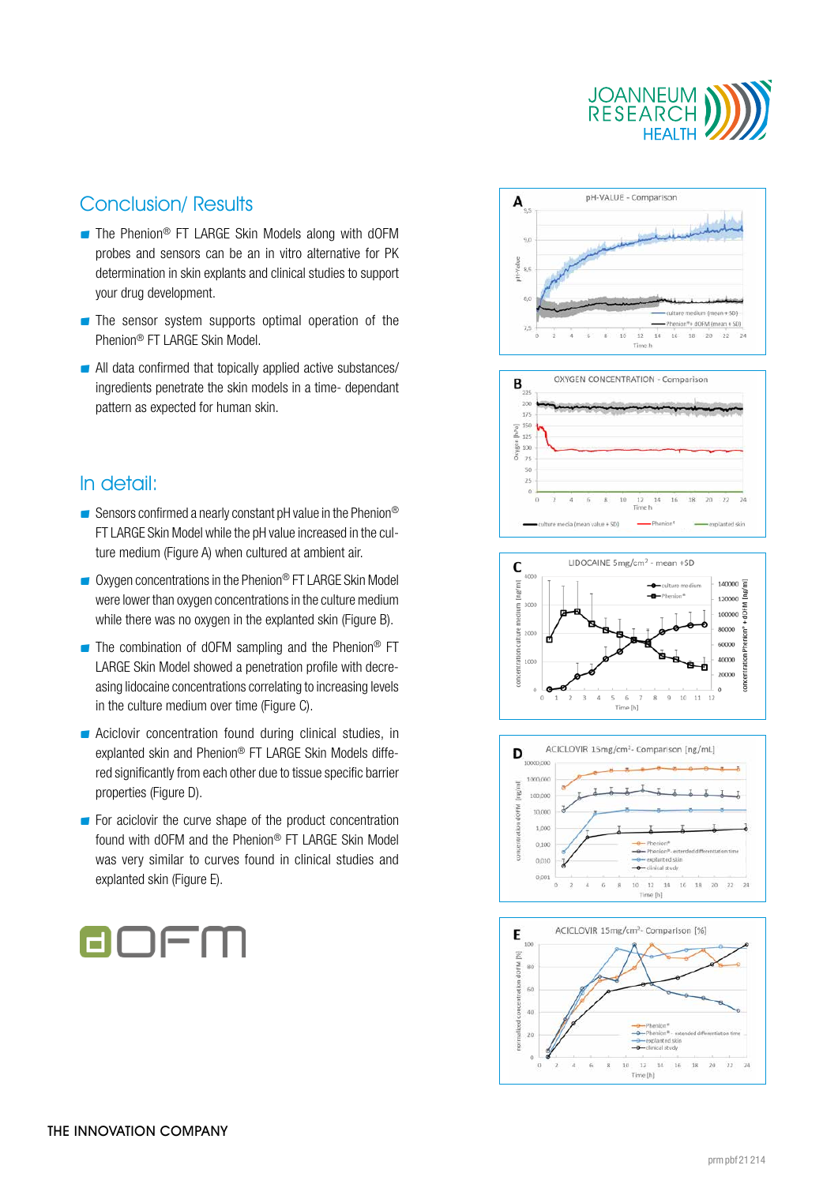## Conclusion/ Results

- The Phenion® FT LARGE Skin Models along with dOFM probes and sensors can be an in vitro alternative for PK determination in skin explants and clinical studies to support your drug development.
- The sensor system supports optimal operation of the Phenion® FT LARGE Skin Model.
- All data confirmed that topically applied active substances/ ingredients penetrate the skin models in a time- dependant pattern as expected for human skin.

## In detail:

- Sensors confirmed a nearly constant pH value in the Phenion® FT LARGE Skin Model while the pH value increased in the culture medium (Figure A) when cultured at ambient air.
- Oxygen concentrations in the Phenion® FT LARGE Skin Model were lower than oxygen concentrations in the culture medium while there was no oxygen in the explanted skin (Figure B).
- The combination of dOFM sampling and the Phenion® FT LARGE Skin Model showed a penetration profile with decreasing lidocaine concentrations correlating to increasing levels in the culture medium over time (Figure C).
- Aciclovir concentration found during clinical studies, in explanted skin and Phenion® FT LARGE Skin Models differed significantly from each other due to tissue specific barrier properties (Figure D).
- For aciclovir the curve shape of the product concentration found with dOFM and the Phenion® FT LARGE Skin Model was very similar to curves found in clinical studies and explanted skin (Figure E).

dOFM

A

pH-VALUE - Comparison

pH-Value

Time h

culture medium (mean + SD)

Phenion® + dOFM (mean + SD)

B

OXYGEN CONCENTRATION - Comparison

Oxygen [hPa]

Time h

culture media (mean value + SD)

Phenion®

explanted skin

C

LIDOCAINE 5mg/cm² - mean +SD

concentration culture medium [ng/ml]

concentration Phenion® + dOFM [ng/ml]

Time [h]

culture medium

Phenion®

D

ACICLOVIR 15mg/cm²- Comparison [ng/mL]

concentration dOFM [ng/ml]

Time [h]

Phenion®

Phenion® - extended differentiation time

explanted skin

clinical study

E

ACICLOVIR 15mg/cm²- Comparison [%]

normalized concentration dOFM [%]

Time [h]

Phenion®

Phenion® - extended differentiation time

explanted skin

clinical study

THE INNOVATION COMPANY

prm pbf 21 214